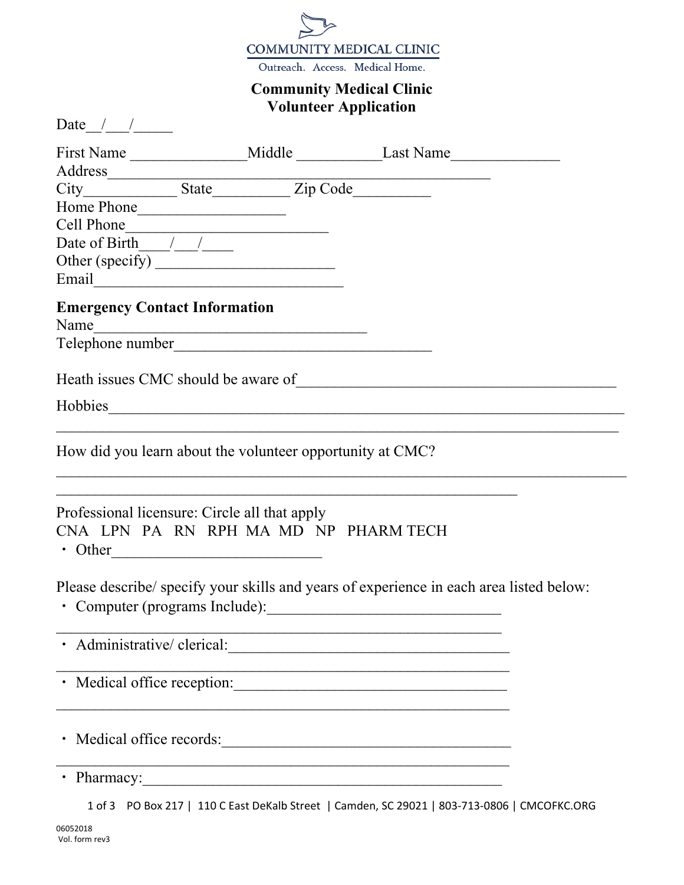COMMUNITY MEDICAL CLINIC

Outreach. Access. Medical Home.

# Community Medical Clinic
# Volunteer Application

Date__/___/_____

First Name _______________Middle ___________Last Name______________

Address__________________________________________________

City____________ State__________ Zip Code__________

Home Phone___________________

Cell Phone__________________________

Date of Birth____/___/____

Other (specify) _______________________

Email________________________________

**Emergency Contact Information**

Name___________________________________

Telephone number_________________________________

Heath issues CMC should be aware of__________________________________________

Hobbies______________________________________________________________________

_____________________________________________________________________________

How did you learn about the volunteer opportunity at CMC?

_____________________________________________________________________________

____________________________________________________________

Professional licensure: Circle all that apply

CNA LPN PA RN RPH MA MD NP PHARM TECH

- Other___________________________

Please describe/ specify your skills and years of experience in each area listed below:

- Computer (programs Include):______________________________

__________________________________________________________

- Administrative/ clerical:_____________________________________

___________________________________________________________

- Medical office reception:____________________________________

___________________________________________________________

- Medical office records:_______________________________________

___________________________________________________________

- Pharmacy:_________________________________________________

PO Box 217 | 110 C East DeKalb Street | Camden, SC 29021 | 803-713-0806 | CMCOFKC.ORG

06052018
Vol. form rev3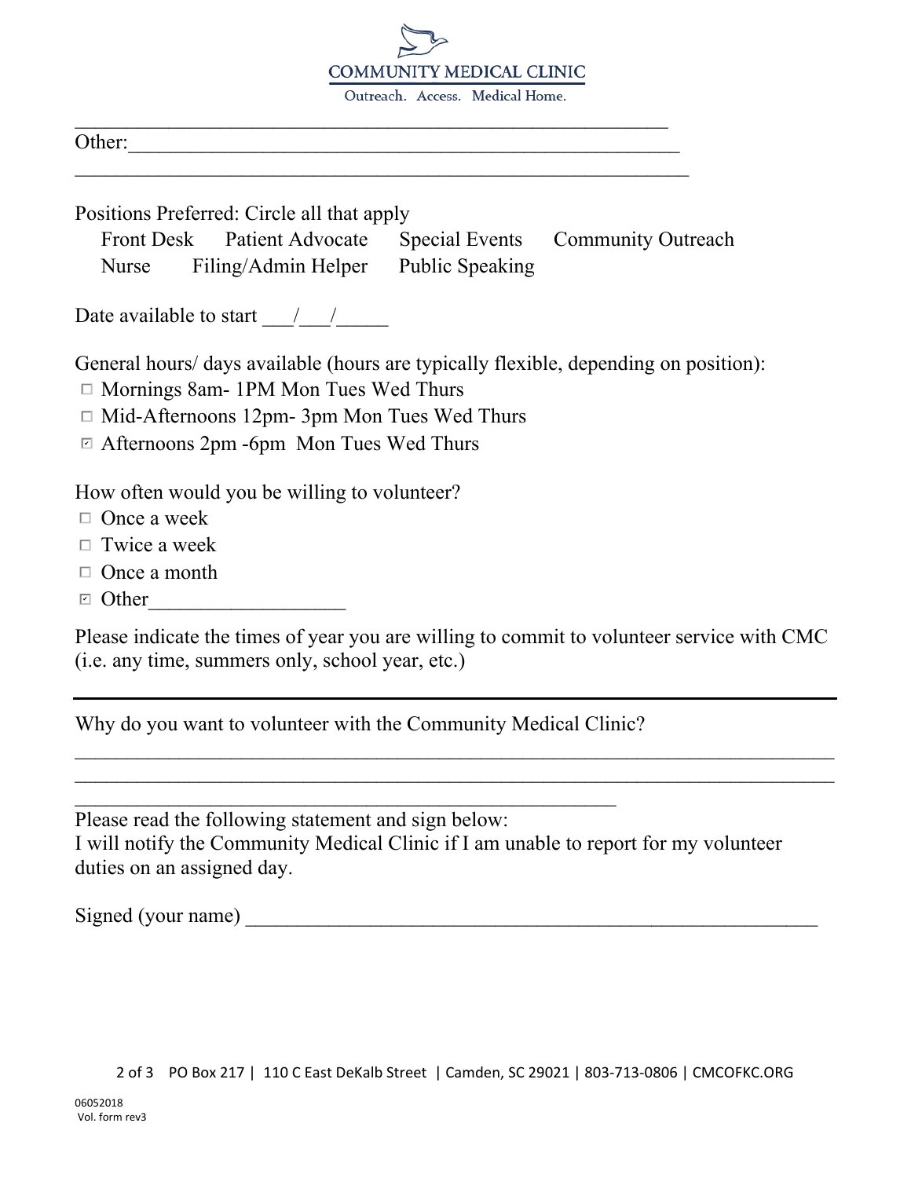\_\_\_\_\_\_\_\_\_\_\_\_\_\_\_\_\_\_\_\_\_\_\_\_\_\_\_\_\_\_\_\_\_\_\_\_\_\_\_\_\_\_\_\_\_\_\_\_\_\_\_\_\_\_\_\_

Other:\_\_\_\_\_\_\_\_\_\_\_\_\_\_\_\_\_\_\_\_\_\_\_\_\_\_\_\_\_\_\_\_\_\_\_\_\_\_\_\_\_\_\_\_\_\_\_\_\_\_

\_\_\_\_\_\_\_\_\_\_\_\_\_\_\_\_\_\_\_\_\_\_\_\_\_\_\_\_\_\_\_\_\_\_\_\_\_\_\_\_\_\_\_\_\_\_\_\_\_\_\_\_\_\_\_\_

Positions Preferred: Circle all that apply

Front Desk    Patient Advocate    Special Events    Community Outreach
Nurse    Filing/Admin Helper    Public Speaking

Date available to start \_\_\_/\_\_\_/\_\_\_\_\_

General hours/ days available (hours are typically flexible, depending on position):

- ☐ Mornings 8am- 1PM Mon Tues Wed Thurs
- ☐ Mid-Afternoons 12pm- 3pm Mon Tues Wed Thurs
- ☑ Afternoons 2pm -6pm Mon Tues Wed Thurs

How often would you be willing to volunteer?

- ☐ Once a week
- ☐ Twice a week
- ☐ Once a month
- ☑ Other\_\_\_\_\_\_\_\_\_\_\_\_\_\_\_\_\_\_

Please indicate the times of year you are willing to commit to volunteer service with CMC (i.e. any time, summers only, school year, etc.)

---

Why do you want to volunteer with the Community Medical Clinic?

\_\_\_\_\_\_\_\_\_\_\_\_\_\_\_\_\_\_\_\_\_\_\_\_\_\_\_\_\_\_\_\_\_\_\_\_\_\_\_\_\_\_\_\_\_\_\_\_\_\_\_\_\_\_\_\_\_\_\_\_\_\_\_\_\_\_\_\_\_\_

\_\_\_\_\_\_\_\_\_\_\_\_\_\_\_\_\_\_\_\_\_\_\_\_\_\_\_\_\_\_\_\_\_\_\_\_\_\_\_\_\_\_\_\_\_\_\_\_\_\_\_\_\_\_\_\_\_\_\_\_\_\_\_\_\_\_\_\_\_\_

\_\_\_\_\_\_\_\_\_\_\_\_\_\_\_\_\_\_\_\_\_\_\_\_\_\_\_\_\_\_\_\_\_\_\_\_\_\_\_\_\_\_\_\_\_\_\_\_\_\_\_\_

Please read the following statement and sign below:
I will notify the Community Medical Clinic if I am unable to report for my volunteer duties on an assigned day.

Signed (your name) \_\_\_\_\_\_\_\_\_\_\_\_\_\_\_\_\_\_\_\_\_\_\_\_\_\_\_\_\_\_\_\_\_\_\_\_\_\_\_\_\_\_\_\_\_\_\_\_\_\_\_\_\_\_

PO Box 217 | 110 C East DeKalb Street | Camden, SC 29021 | 803-713-0806 | CMCOFKC.ORG

06052018
Vol. form rev3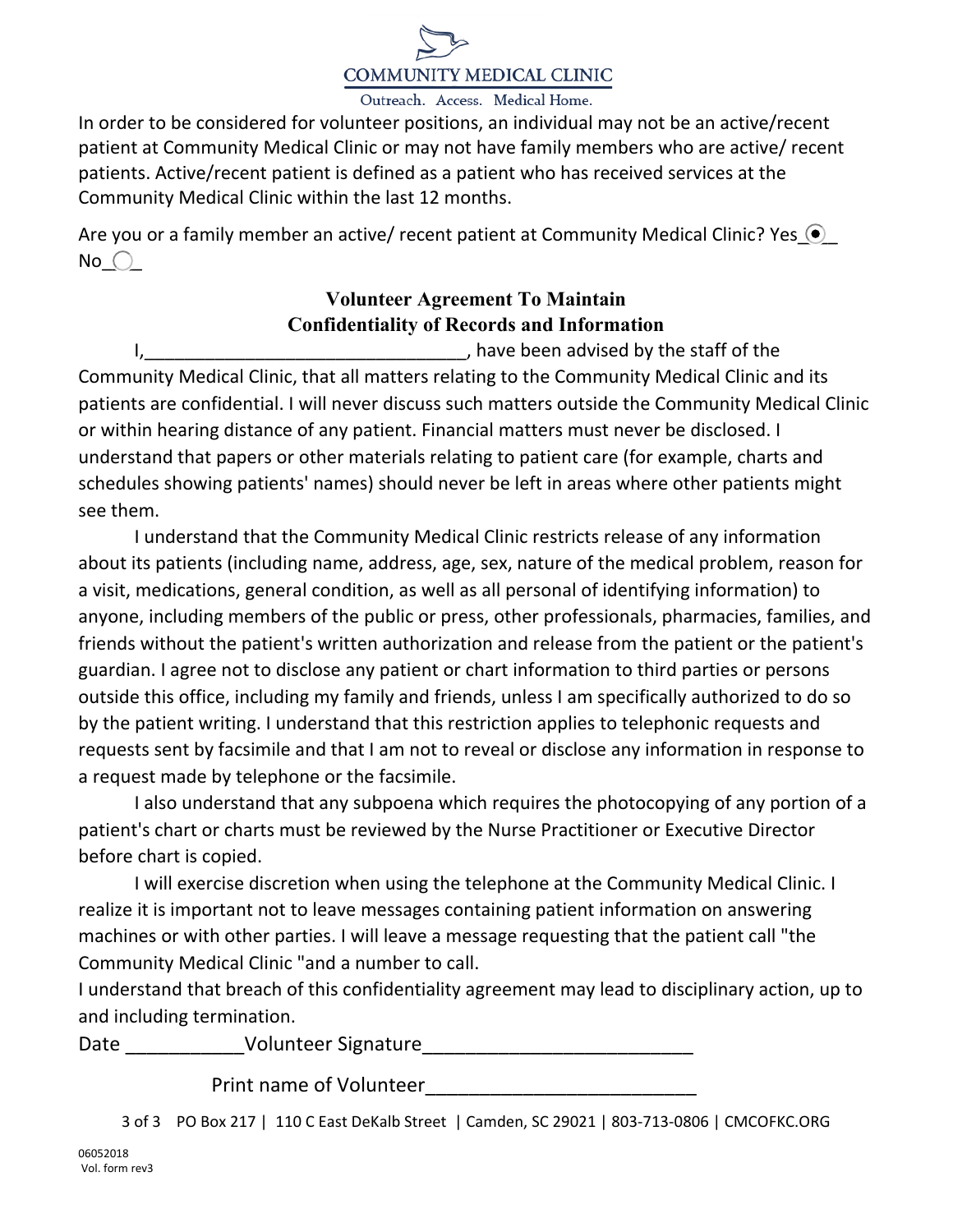In order to be considered for volunteer positions, an individual may not be an active/recent patient at Community Medical Clinic or may not have family members who are active/ recent patients. Active/recent patient is defined as a patient who has received services at the Community Medical Clinic within the last 12 months.

Are you or a family member an active/ recent patient at Community Medical Clinic? Yes_◉_ No_○_

## Volunteer Agreement To Maintain Confidentiality of Records and Information

I,_______________________________, have been advised by the staff of the Community Medical Clinic, that all matters relating to the Community Medical Clinic and its patients are confidential. I will never discuss such matters outside the Community Medical Clinic or within hearing distance of any patient. Financial matters must never be disclosed. I understand that papers or other materials relating to patient care (for example, charts and schedules showing patients' names) should never be left in areas where other patients might see them.

I understand that the Community Medical Clinic restricts release of any information about its patients (including name, address, age, sex, nature of the medical problem, reason for a visit, medications, general condition, as well as all personal of identifying information) to anyone, including members of the public or press, other professionals, pharmacies, families, and friends without the patient's written authorization and release from the patient or the patient's guardian. I agree not to disclose any patient or chart information to third parties or persons outside this office, including my family and friends, unless I am specifically authorized to do so by the patient writing. I understand that this restriction applies to telephonic requests and requests sent by facsimile and that I am not to reveal or disclose any information in response to a request made by telephone or the facsimile.

I also understand that any subpoena which requires the photocopying of any portion of a patient's chart or charts must be reviewed by the Nurse Practitioner or Executive Director before chart is copied.

I will exercise discretion when using the telephone at the Community Medical Clinic. I realize it is important not to leave messages containing patient information on answering machines or with other parties. I will leave a message requesting that the patient call "the Community Medical Clinic "and a number to call.

I understand that breach of this confidentiality agreement may lead to disciplinary action, up to and including termination.

Date ___________Volunteer Signature_________________________

Print name of Volunteer_________________________

PO Box 217 | 110 C East DeKalb Street | Camden, SC 29021 | 803-713-0806 | CMCOFKC.ORG

06052018
Vol. form rev3